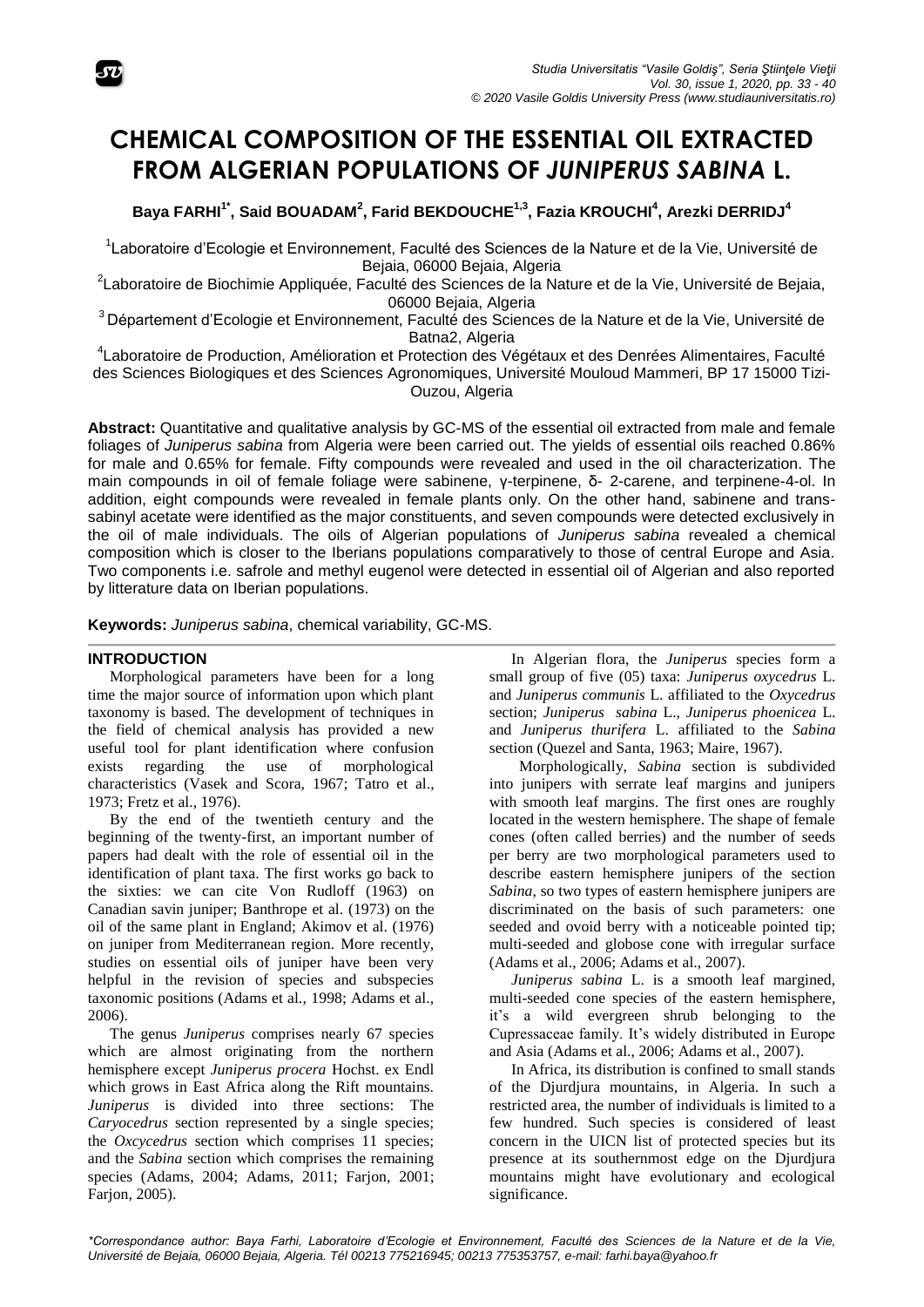# CHEMICAL COMPOSITION OF THE ESSENTIAL OIL EXTRACTED FROM ALGERIAN POPULATIONS OF *JUNIPERUS SABINA* L.

**Baya FARHI[1*], Said BOUADAM[2], Farid BEKDOUCHE[1,3], Fazia KROUCHI[4], Arezki DERRIDJ[4]**

[1]Laboratoire d'Ecologie et Environnement, Faculté des Sciences de la Nature et de la Vie, Université de Bejaia, 06000 Bejaia, Algeria

[2]Laboratoire de Biochimie Appliquée, Faculté des Sciences de la Nature et de la Vie, Université de Bejaia, 06000 Bejaia, Algeria

[3]Département d'Ecologie et Environnement, Faculté des Sciences de la Nature et de la Vie, Université de Batna2, Algeria

[4]Laboratoire de Production, Amélioration et Protection des Végétaux et des Denrées Alimentaires, Faculté des Sciences Biologiques et des Sciences Agronomiques, Université Mouloud Mammeri, BP 17 15000 Tizi-Ouzou, Algeria

**Abstract:** Quantitative and qualitative analysis by GC-MS of the essential oil extracted from male and female foliages of *Juniperus sabina* from Algeria were been carried out. The yields of essential oils reached 0.86% for male and 0.65% for female. Fifty compounds were revealed and used in the oil characterization. The main compounds in oil of female foliage were sabinene, γ-terpinene, δ- 2-carene, and terpinene-4-ol. In addition, eight compounds were revealed in female plants only. On the other hand, sabinene and trans-sabinyl acetate were identified as the major constituents, and seven compounds were detected exclusively in the oil of male individuals. The oils of Algerian populations of *Juniperus sabina* revealed a chemical composition which is closer to the Iberians populations comparatively to those of central Europe and Asia. Two components i.e. safrole and methyl eugenol were detected in essential oil of Algerian and also reported by litterature data on Iberian populations.

**Keywords:** *Juniperus sabina*, chemical variability, GC-MS.

## INTRODUCTION

Morphological parameters have been for a long time the major source of information upon which plant taxonomy is based. The development of techniques in the field of chemical analysis has provided a new useful tool for plant identification where confusion exists regarding the use of morphological characteristics (Vasek and Scora, 1967; Tatro et al., 1973; Fretz et al., 1976).

By the end of the twentieth century and the beginning of the twenty-first, an important number of papers had dealt with the role of essential oil in the identification of plant taxa. The first works go back to the sixties: we can cite Von Rudloff (1963) on Canadian savin juniper; Banthrope et al. (1973) on the oil of the same plant in England; Akimov et al. (1976) on juniper from Mediterranean region. More recently, studies on essential oils of juniper have been very helpful in the revision of species and subspecies taxonomic positions (Adams et al., 1998; Adams et al., 2006).

The genus *Juniperus* comprises nearly 67 species which are almost originating from the northern hemisphere except *Juniperus procera* Hochst. ex Endl which grows in East Africa along the Rift mountains. *Juniperus* is divided into three sections: The *Caryocedrus* section represented by a single species; the *Oxcycedrus* section which comprises 11 species; and the *Sabina* section which comprises the remaining species (Adams, 2004; Adams, 2011; Farjon, 2001; Farjon, 2005).

In Algerian flora, the *Juniperus* species form a small group of five (05) taxa: *Juniperus oxycedrus* L. and *Juniperus communis* L. affiliated to the *Oxycedrus* section; *Juniperus sabina* L., *Juniperus phoenicea* L. and *Juniperus thurifera* L. affiliated to the *Sabina* section (Quezel and Santa, 1963; Maire, 1967).

Morphologically, *Sabina* section is subdivided into junipers with serrate leaf margins and junipers with smooth leaf margins. The first ones are roughly located in the western hemisphere. The shape of female cones (often called berries) and the number of seeds per berry are two morphological parameters used to describe eastern hemisphere junipers of the section *Sabina,* so two types of eastern hemisphere junipers are discriminated on the basis of such parameters: one seeded and ovoid berry with a noticeable pointed tip; multi-seeded and globose cone with irregular surface (Adams et al., 2006; Adams et al., 2007).

*Juniperus sabina* L. is a smooth leaf margined, multi-seeded cone species of the eastern hemisphere, it's a wild evergreen shrub belonging to the Cupressaceae family. It's widely distributed in Europe and Asia (Adams et al., 2006; Adams et al., 2007).

In Africa, its distribution is confined to small stands of the Djurdjura mountains, in Algeria. In such a restricted area, the number of individuals is limited to a few hundred. Such species is considered of least concern in the UICN list of protected species but its presence at its southernmost edge on the Djurdjura mountains might have evolutionary and ecological significance.

*\*Correspondance author: Baya Farhi, Laboratoire d'Ecologie et Environnement, Faculté des Sciences de la Nature et de la Vie, Université de Bejaia, 06000 Bejaia, Algeria. Tél 00213 775216945; 00213 775353757, e-mail: farhi.baya@yahoo.fr*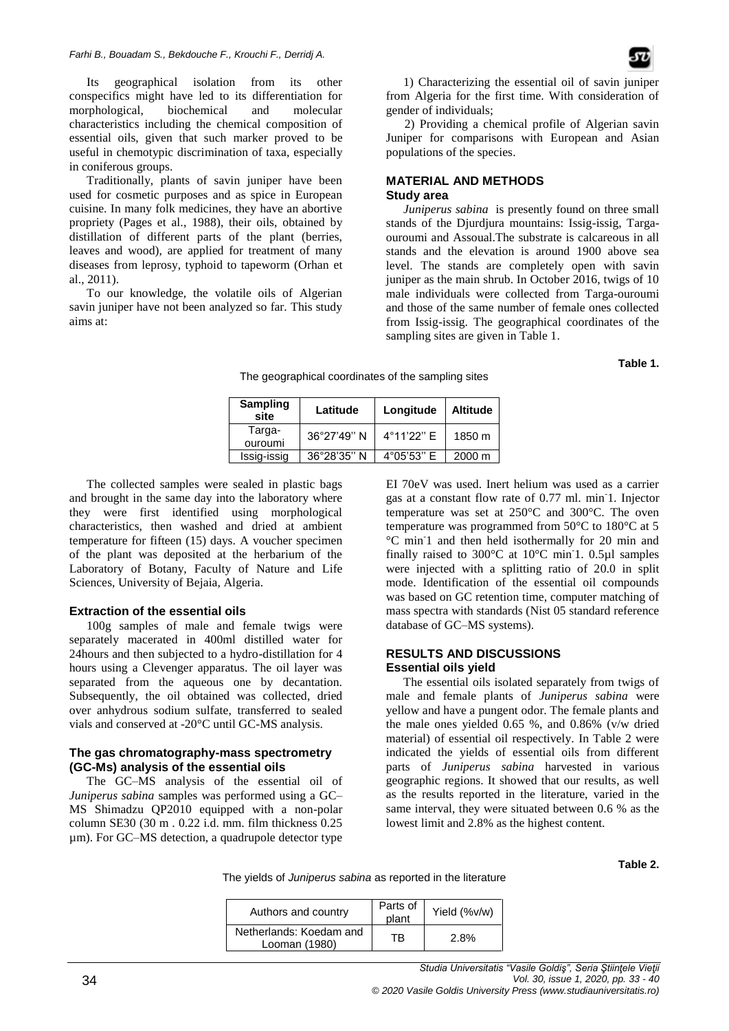Its geographical isolation from its other conspecifics might have led to its differentiation for morphological, biochemical and molecular characteristics including the chemical composition of essential oils, given that such marker proved to be useful in chemotypic discrimination of taxa, especially in coniferous groups.

Traditionally, plants of savin juniper have been used for cosmetic purposes and as spice in European cuisine. In many folk medicines, they have an abortive propriety (Pages et al., 1988), their oils, obtained by distillation of different parts of the plant (berries, leaves and wood), are applied for treatment of many diseases from leprosy, typhoid to tapeworm (Orhan et al., 2011).

To our knowledge, the volatile oils of Algerian savin juniper have not been analyzed so far. This study aims at:

1) Characterizing the essential oil of savin juniper from Algeria for the first time. With consideration of gender of individuals;

2) Providing a chemical profile of Algerian savin Juniper for comparisons with European and Asian populations of the species.

## MATERIAL AND METHODS

### Study area

*Juniperus sabina* is presently found on three small stands of the Djurdjura mountains: Issig-issig, Targa-ouroumi and Assoual.The substrate is calcareous in all stands and the elevation is around 1900 above sea level. The stands are completely open with savin juniper as the main shrub. In October 2016, twigs of 10 male individuals were collected from Targa-ouroumi and those of the same number of female ones collected from Issig-issig. The geographical coordinates of the sampling sites are given in Table 1.

**Table 1.**

The geographical coordinates of the sampling sites

| Sampling site | Latitude | Longitude | Altitude |
|---|---|---|---|
| Targa-ouroumi | 36°27'49'' N | 4°11'22'' E | 1850 m |
| Issig-issig | 36°28'35'' N | 4°05'53'' E | 2000 m |

The collected samples were sealed in plastic bags and brought in the same day into the laboratory where they were first identified using morphological characteristics, then washed and dried at ambient temperature for fifteen (15) days. A voucher specimen of the plant was deposited at the herbarium of the Laboratory of Botany, Faculty of Nature and Life Sciences, University of Bejaia, Algeria.

### Extraction of the essential oils

100g samples of male and female twigs were separately macerated in 400ml distilled water for 24hours and then subjected to a hydro-distillation for 4 hours using a Clevenger apparatus. The oil layer was separated from the aqueous one by decantation. Subsequently, the oil obtained was collected, dried over anhydrous sodium sulfate, transferred to sealed vials and conserved at -20°C until GC-MS analysis.

### The gas chromatography-mass spectrometry (GC-Ms) analysis of the essential oils

The GC–MS analysis of the essential oil of *Juniperus sabina* samples was performed using a GC–MS Shimadzu QP2010 equipped with a non-polar column SE30 (30 m . 0.22 i.d. mm. film thickness 0.25 µm). For GC–MS detection, a quadrupole detector type EI 70eV was used. Inert helium was used as a carrier gas at a constant flow rate of 0.77 ml. $min^{-1}$. Injector temperature was set at 250°C and 300°C. The oven temperature was programmed from 50°C to 180°C at 5 °C $min^{-1}$ and then held isothermally for 20 min and finally raised to 300°C at 10°C $min^{-1}$. 0.5µl samples were injected with a splitting ratio of 20.0 in split mode. Identification of the essential oil compounds was based on GC retention time, computer matching of mass spectra with standards (Nist 05 standard reference database of GC–MS systems).

## RESULTS AND DISCUSSIONS

### Essential oils yield

The essential oils isolated separately from twigs of male and female plants of *Juniperus sabina* were yellow and have a pungent odor. The female plants and the male ones yielded 0.65 %, and 0.86% (v/w dried material) of essential oil respectively. In Table 2 were indicated the yields of essential oils from different parts of *Juniperus sabina* harvested in various geographic regions. It showed that our results, as well as the results reported in the literature, varied in the same interval, they were situated between 0.6 % as the lowest limit and 2.8% as the highest content.

**Table 2.**

The yields of *Juniperus sabina* as reported in the literature

| Authors and country | Parts of plant | Yield (%v/w) |
|---|---|---|
| Netherlands: Koedam and Looman (1980) | TB | 2.8% |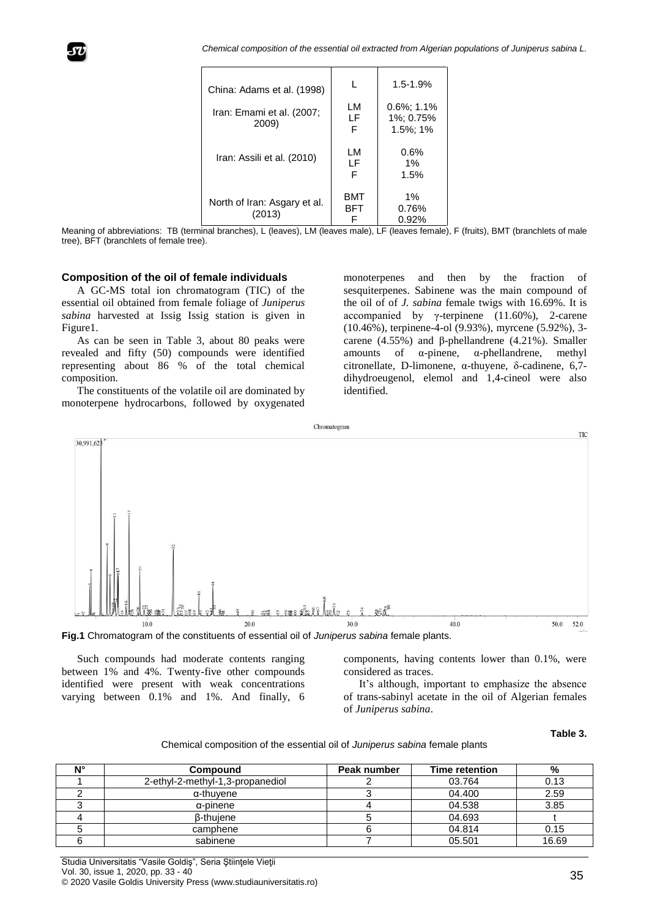| | | |
|---|---|---|
| China: Adams et al. (1998) | L | 1.5-1.9% |
| Iran: Emami et al. (2007; 2009) | LM<br>LF<br>F | 0.6%; 1.1%<br>1%; 0.75%<br>1.5%; 1% |
| Iran: Assili et al. (2010) | LM<br>LF<br>F | 0.6%<br>1%<br>1.5% |
| North of Iran: Asgary et al. (2013) | BMT<br>BFT<br>F | 1%<br>0.76%<br>0.92% |

Meaning of abbreviations: TB (terminal branches), L (leaves), LM (leaves male), LF (leaves female), F (fruits), BMT (branchlets of male tree), BFT (branchlets of female tree).

### Composition of the oil of female individuals

A GC-MS total ion chromatogram (TIC) of the essential oil obtained from female foliage of *Juniperus sabina* harvested at Issig Issig station is given in Figure1.

As can be seen in Table 3, about 80 peaks were revealed and fifty (50) compounds were identified representing about 86 % of the total chemical composition.

The constituents of the volatile oil are dominated by monoterpene hydrocarbons, followed by oxygenated monoterpenes and then by the fraction of sesquiterpenes. Sabinene was the main compound of the oil of of *J. sabina* female twigs with 16.69%. It is accompanied by γ-terpinene (11.60%), 2-carene (10.46%), terpinene-4-ol (9.93%), myrcene (5.92%), 3-carene (4.55%) and β-phellandrene (4.21%). Smaller amounts of α-pinene, α-phellandrene, methyl citronellate, D-limonene, α-thuyene, δ-cadinene, 6,7-dihydroeugenol, elemol and 1,4-cineol were also identified.

**Fig.1** Chromatogram of the constituents of essential oil of *Juniperus sabina* female plants.

Such compounds had moderate contents ranging between 1% and 4%. Twenty-five other compounds identified were present with weak concentrations varying between 0.1% and 1%. And finally, 6 components, having contents lower than 0.1%, were considered as traces.

It's although, important to emphasize the absence of trans-sabinyl acetate in the oil of Algerian females of *Juniperus sabina*.

**Table 3.**

Chemical composition of the essential oil of *Juniperus sabina* female plants

| N° | Compound | Peak number | Time retention | % |
|---|---|---|---|---|
| 1 | 2-ethyl-2-methyl-1,3-propanediol | 2 | 03.764 | 0.13 |
| 2 | α-thuyene | 3 | 04.400 | 2.59 |
| 3 | α-pinene | 4 | 04.538 | 3.85 |
| 4 | β-thujene | 5 | 04.693 | t |
| 5 | camphene | 6 | 04.814 | 0.15 |
| 6 | sabinene | 7 | 05.501 | 16.69 |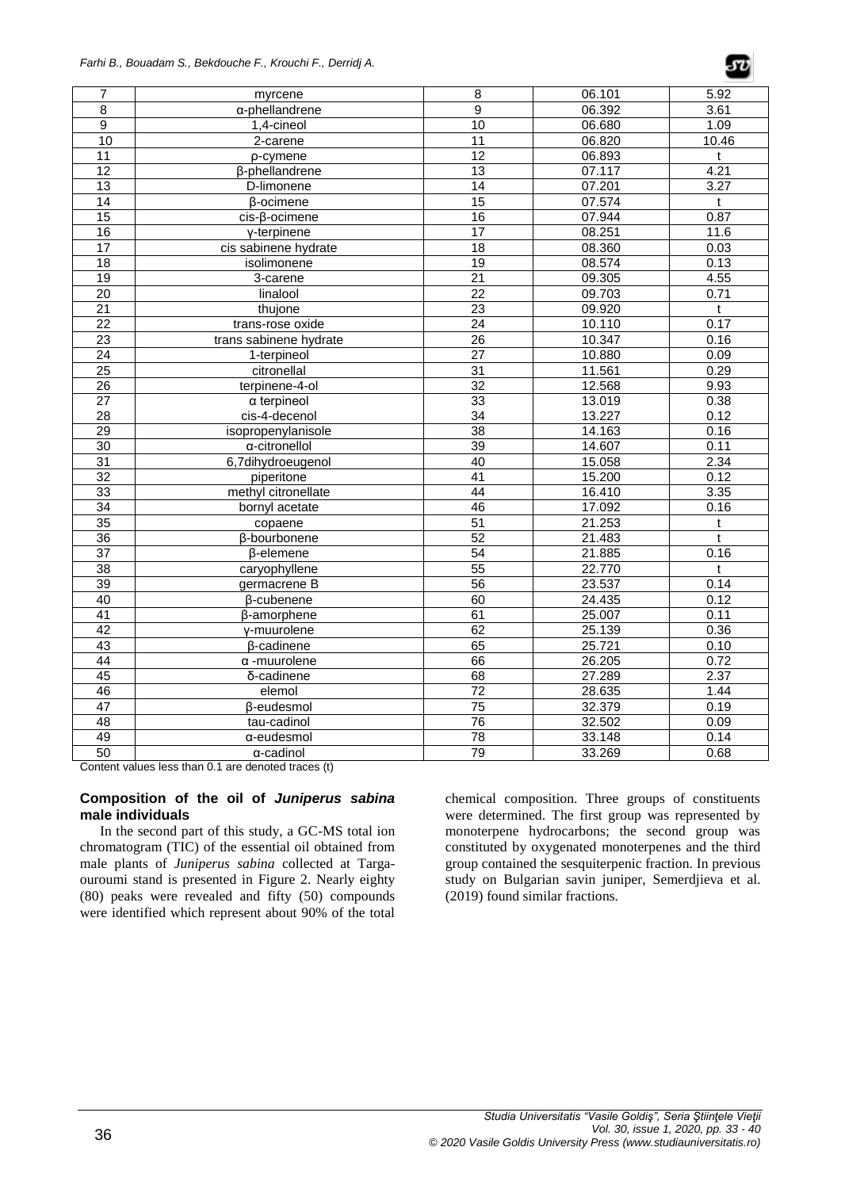| | | | | |
|---|---|---|---|---|
| 7 | myrcene | 8 | 06.101 | 5.92 |
| 8 | α-phellandrene | 9 | 06.392 | 3.61 |
| 9 | 1,4-cineol | 10 | 06.680 | 1.09 |
| 10 | 2-carene | 11 | 06.820 | 10.46 |
| 11 | ρ-cymene | 12 | 06.893 | t |
| 12 | β-phellandrene | 13 | 07.117 | 4.21 |
| 13 | D-limonene | 14 | 07.201 | 3.27 |
| 14 | β-ocimene | 15 | 07.574 | t |
| 15 | cis-β-ocimene | 16 | 07.944 | 0.87 |
| 16 | γ-terpinene | 17 | 08.251 | 11.6 |
| 17 | cis sabinene hydrate | 18 | 08.360 | 0.03 |
| 18 | isolimonene | 19 | 08.574 | 0.13 |
| 19 | 3-carene | 21 | 09.305 | 4.55 |
| 20 | linalool | 22 | 09.703 | 0.71 |
| 21 | thujone | 23 | 09.920 | t |
| 22 | trans-rose oxide | 24 | 10.110 | 0.17 |
| 23 | trans sabinene hydrate | 26 | 10.347 | 0.16 |
| 24 | 1-terpineol | 27 | 10.880 | 0.09 |
| 25 | citronellal | 31 | 11.561 | 0.29 |
| 26 | terpinene-4-ol | 32 | 12.568 | 9.93 |
| 27 | α terpineol | 33 | 13.019 | 0.38 |
| 28 | cis-4-decenol | 34 | 13.227 | 0.12 |
| 29 | isopropenylanisole | 38 | 14.163 | 0.16 |
| 30 | α-citronellol | 39 | 14.607 | 0.11 |
| 31 | 6,7dihydroeugenol | 40 | 15.058 | 2.34 |
| 32 | piperitone | 41 | 15.200 | 0.12 |
| 33 | methyl citronellate | 44 | 16.410 | 3.35 |
| 34 | bornyl acetate | 46 | 17.092 | 0.16 |
| 35 | copaene | 51 | 21.253 | t |
| 36 | β-bourbonene | 52 | 21.483 | t |
| 37 | β-elemene | 54 | 21.885 | 0.16 |
| 38 | caryophyllene | 55 | 22.770 | t |
| 39 | germacrene B | 56 | 23.537 | 0.14 |
| 40 | β-cubenene | 60 | 24.435 | 0.12 |
| 41 | β-amorphene | 61 | 25.007 | 0.11 |
| 42 | γ-muurolene | 62 | 25.139 | 0.36 |
| 43 | β-cadinene | 65 | 25.721 | 0.10 |
| 44 | α -muurolene | 66 | 26.205 | 0.72 |
| 45 | δ-cadinene | 68 | 27.289 | 2.37 |
| 46 | elemol | 72 | 28.635 | 1.44 |
| 47 | β-eudesmol | 75 | 32.379 | 0.19 |
| 48 | tau-cadinol | 76 | 32.502 | 0.09 |
| 49 | α-eudesmol | 78 | 33.148 | 0.14 |
| 50 | α-cadinol | 79 | 33.269 | 0.68 |

Content values less than 0.1 are denoted traces (t)

**Composition of the oil of *Juniperus sabina* male individuals**

In the second part of this study, a GC-MS total ion chromatogram (TIC) of the essential oil obtained from male plants of *Juniperus sabina* collected at Targa-ouroumi stand is presented in Figure 2. Nearly eighty (80) peaks were revealed and fifty (50) compounds were identified which represent about 90% of the total chemical composition. Three groups of constituents were determined. The first group was represented by monoterpene hydrocarbons; the second group was constituted by oxygenated monoterpenes and the third group contained the sesquiterpenic fraction. In previous study on Bulgarian savin juniper, Semerdjieva et al. (2019) found similar fractions.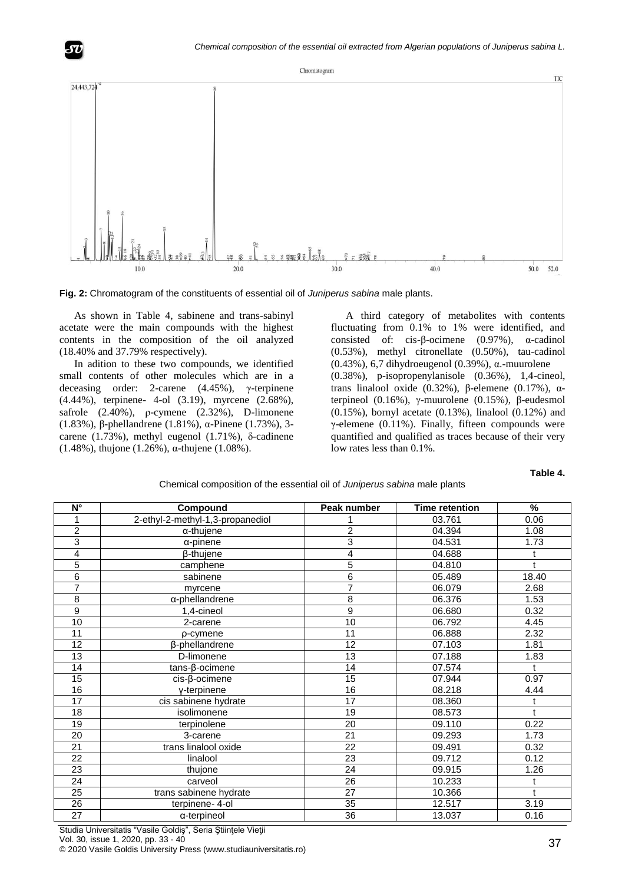**Fig. 2:** Chromatogram of the constituents of essential oil of *Juniperus sabina* male plants.

As shown in Table 4, sabinene and trans-sabinyl acetate were the main compounds with the highest contents in the composition of the oil analyzed (18.40% and 37.79% respectively).

In adition to these two compounds, we identified small contents of other molecules which are in a deceasing order: 2-carene (4.45%), γ-terpinene (4.44%), terpinene- 4-ol (3.19), myrcene (2.68%), safrole (2.40%), ρ-cymene (2.32%), D-limonene (1.83%), β-phellandrene (1.81%), α-Pinene (1.73%), 3-carene (1.73%), methyl eugenol (1.71%), δ-cadinene (1.48%), thujone (1.26%), α-thujene (1.08%).

A third category of metabolites with contents fluctuating from 0.1% to 1% were identified, and consisted of: cis-β-ocimene (0.97%), α-cadinol (0.53%), methyl citronellate (0.50%), tau-cadinol (0.43%), 6,7 dihydroeugenol (0.39%), α.-muurolene (0.38%), p-isopropenylanisole (0.36%), 1,4-cineol, trans linalool oxide (0.32%), β-elemene (0.17%), α-terpineol (0.16%), γ-muurolene (0.15%), β-eudesmol (0.15%), bornyl acetate (0.13%), linalool (0.12%) and γ-elemene (0.11%). Finally, fifteen compounds were quantified and qualified as traces because of their very low rates less than 0.1%.

**Table 4.**

Chemical composition of the essential oil of *Juniperus sabina* male plants

| N° | Compound | Peak number | Time retention | % |
|---|---|---|---|---|
| 1 | 2-ethyl-2-methyl-1,3-propanediol | 1 | 03.761 | 0.06 |
| 2 | α-thujene | 2 | 04.394 | 1.08 |
| 3 | α-pinene | 3 | 04.531 | 1.73 |
| 4 | β-thujene | 4 | 04.688 | t |
| 5 | camphene | 5 | 04.810 | t |
| 6 | sabinene | 6 | 05.489 | 18.40 |
| 7 | myrcene | 7 | 06.079 | 2.68 |
| 8 | α-phellandrene | 8 | 06.376 | 1.53 |
| 9 | 1,4-cineol | 9 | 06.680 | 0.32 |
| 10 | 2-carene | 10 | 06.792 | 4.45 |
| 11 | ρ-cymene | 11 | 06.888 | 2.32 |
| 12 | β-phellandrene | 12 | 07.103 | 1.81 |
| 13 | D-limonene | 13 | 07.188 | 1.83 |
| 14 | tans-β-ocimene | 14 | 07.574 | t |
| 15 | cis-β-ocimene | 15 | 07.944 | 0.97 |
| 16 | γ-terpinene | 16 | 08.218 | 4.44 |
| 17 | cis sabinene hydrate | 17 | 08.360 | t |
| 18 | isolimonene | 19 | 08.573 | t |
| 19 | terpinolene | 20 | 09.110 | 0.22 |
| 20 | 3-carene | 21 | 09.293 | 1.73 |
| 21 | trans linalool oxide | 22 | 09.491 | 0.32 |
| 22 | linalool | 23 | 09.712 | 0.12 |
| 23 | thujone | 24 | 09.915 | 1.26 |
| 24 | carveol | 26 | 10.233 | t |
| 25 | trans sabinene hydrate | 27 | 10.366 | t |
| 26 | terpinene- 4-ol | 35 | 12.517 | 3.19 |
| 27 | α-terpineol | 36 | 13.037 | 0.16 |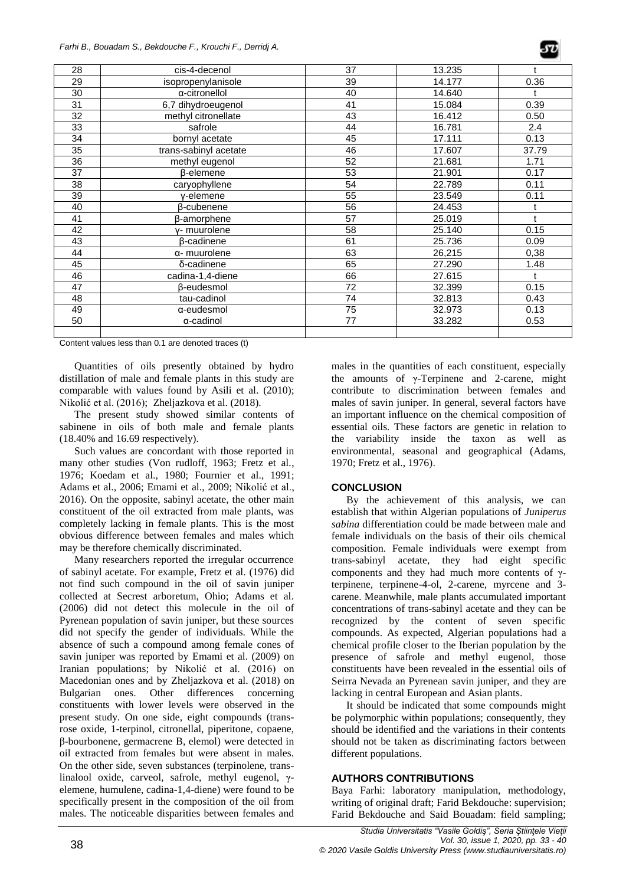| 28 | cis-4-decenol | 37 | 13.235 | t |
|---|---|---|---|---|
| 29 | isopropenylanisole | 39 | 14.177 | 0.36 |
| 30 | α-citronellol | 40 | 14.640 | t |
| 31 | 6,7 dihydroeugenol | 41 | 15.084 | 0.39 |
| 32 | methyl citronellate | 43 | 16.412 | 0.50 |
| 33 | safrole | 44 | 16.781 | 2.4 |
| 34 | bornyl acetate | 45 | 17.111 | 0.13 |
| 35 | trans-sabinyl acetate | 46 | 17.607 | 37.79 |
| 36 | methyl eugenol | 52 | 21.681 | 1.71 |
| 37 | β-elemene | 53 | 21.901 | 0.17 |
| 38 | caryophyllene | 54 | 22.789 | 0.11 |
| 39 | γ-elemene | 55 | 23.549 | 0.11 |
| 40 | β-cubenene | 56 | 24.453 | t |
| 41 | β-amorphene | 57 | 25.019 | t |
| 42 | γ- muurolene | 58 | 25.140 | 0.15 |
| 43 | β-cadinene | 61 | 25.736 | 0.09 |
| 44 | α- muurolene | 63 | 26,215 | 0,38 |
| 45 | δ-cadinene | 65 | 27.290 | 1.48 |
| 46 | cadina-1,4-diene | 66 | 27.615 | t |
| 47 | β-eudesmol | 72 | 32.399 | 0.15 |
| 48 | tau-cadinol | 74 | 32.813 | 0.43 |
| 49 | α-eudesmol | 75 | 32.973 | 0.13 |
| 50 | α-cadinol | 77 | 33.282 | 0.53 |
| | | | | |

Content values less than 0.1 are denoted traces (t)

Quantities of oils presently obtained by hydro distillation of male and female plants in this study are comparable with values found by Asili et al. (2010); Nikolić et al. (2016); Zheljazkova et al. (2018).

The present study showed similar contents of sabinene in oils of both male and female plants (18.40% and 16.69 respectively).

Such values are concordant with those reported in many other studies (Von rudloff, 1963; Fretz et al., 1976; Koedam et al., 1980; Fournier et al., 1991; Adams et al., 2006; Emami et al., 2009; Nikolić et al., 2016). On the opposite, sabinyl acetate, the other main constituent of the oil extracted from male plants, was completely lacking in female plants. This is the most obvious difference between females and males which may be therefore chemically discriminated.

Many researchers reported the irregular occurrence of sabinyl acetate. For example, Fretz et al. (1976) did not find such compound in the oil of savin juniper collected at Secrest arboretum, Ohio; Adams et al. (2006) did not detect this molecule in the oil of Pyrenean population of savin juniper, but these sources did not specify the gender of individuals. While the absence of such a compound among female cones of savin juniper was reported by Emami et al. (2009) on Iranian populations; by Nikolić et al. (2016) on Macedonian ones and by Zheljazkova et al. (2018) on Bulgarian ones. Other differences concerning constituents with lower levels were observed in the present study. On one side, eight compounds (trans-rose oxide, 1-terpinol, citronellal, piperitone, copaene, β-bourbonene, germacrene B, elemol) were detected in oil extracted from females but were absent in males. On the other side, seven substances (terpinolene, trans-linalool oxide, carveol, safrole, methyl eugenol, γ-elemene, humulene, cadina-1,4-diene) were found to be specifically present in the composition of the oil from males. The noticeable disparities between females and males in the quantities of each constituent, especially the amounts of γ-Terpinene and 2-carene, might contribute to discrimination between females and males of savin juniper. In general, several factors have an important influence on the chemical composition of essential oils. These factors are genetic in relation to the variability inside the taxon as well as environmental, seasonal and geographical (Adams, 1970; Fretz et al., 1976).

## CONCLUSION

By the achievement of this analysis, we can establish that within Algerian populations of *Juniperus sabina* differentiation could be made between male and female individuals on the basis of their oils chemical composition. Female individuals were exempt from trans-sabinyl acetate, they had eight specific components and they had much more contents of γ-terpinene, terpinene-4-ol, 2-carene, myrcene and 3-carene. Meanwhile, male plants accumulated important concentrations of trans-sabinyl acetate and they can be recognized by the content of seven specific compounds. As expected, Algerian populations had a chemical profile closer to the Iberian population by the presence of safrole and methyl eugenol, those constituents have been revealed in the essential oils of Seirra Nevada an Pyrenean savin juniper, and they are lacking in central European and Asian plants.

It should be indicated that some compounds might be polymorphic within populations; consequently, they should be identified and the variations in their contents should not be taken as discriminating factors between different populations.

## AUTHORS CONTRIBUTIONS

Baya Farhi: laboratory manipulation, methodology, writing of original draft; Farid Bekdouche: supervision; Farid Bekdouche and Said Bouadam: field sampling;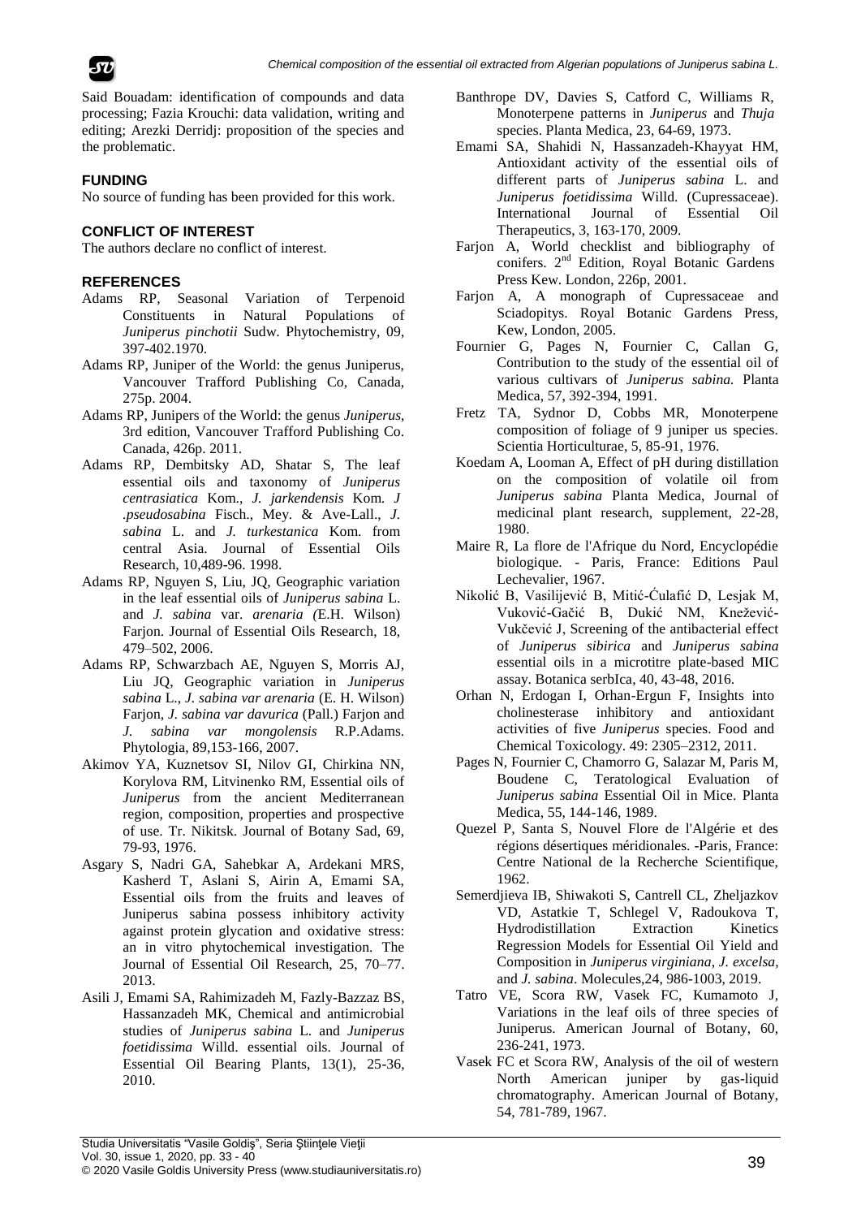Said Bouadam: identification of compounds and data processing; Fazia Krouchi: data validation, writing and editing; Arezki Derridj: proposition of the species and the problematic.

### FUNDING

No source of funding has been provided for this work.

### CONFLICT OF INTEREST

The authors declare no conflict of interest.

### REFERENCES

Adams RP, Seasonal Variation of Terpenoid Constituents in Natural Populations of *Juniperus pinchotii* Sudw. Phytochemistry, 09, 397-402.1970.

Adams RP, Juniper of the World: the genus Juniperus, Vancouver Trafford Publishing Co, Canada, 275p. 2004.

Adams RP, Junipers of the World: the genus *Juniperus*, 3rd edition, Vancouver Trafford Publishing Co. Canada, 426p. 2011.

Adams RP, Dembitsky AD, Shatar S, The leaf essential oils and taxonomy of *Juniperus centrasiatica* Kom., *J. jarkendensis* Kom. *J .pseudosabina* Fisch., Mey. & Ave-Lall., *J. sabina* L. and *J. turkestanica* Kom. from central Asia. Journal of Essential Oils Research, 10,489-96. 1998.

Adams RP, Nguyen S, Liu, JQ, Geographic variation in the leaf essential oils of *Juniperus sabina* L. and *J. sabina* var. *arenaria (*E.H. Wilson) Farjon. Journal of Essential Oils Research, 18, 479–502, 2006.

Adams RP, Schwarzbach AE, Nguyen S, Morris AJ, Liu JQ, Geographic variation in *Juniperus sabina* L., *J. sabina var arenaria* (E. H. Wilson) Farjon, *J. sabina var davurica* (Pall.) Farjon and *J. sabina var mongolensis* R.P.Adams. Phytologia, 89,153-166, 2007.

Akimov YA, Kuznetsov SI, Nilov GI, Chirkina NN, Korylova RM, Litvinenko RM, Essential oils of *Juniperus* from the ancient Mediterranean region, composition, properties and prospective of use. Tr. Nikitsk. Journal of Botany Sad, 69, 79-93, 1976.

Asgary S, Nadri GA, Sahebkar A, Ardekani MRS, Kasherd T, Aslani S, Airin A, Emami SA, Essential oils from the fruits and leaves of Juniperus sabina possess inhibitory activity against protein glycation and oxidative stress: an in vitro phytochemical investigation. The Journal of Essential Oil Research, 25, 70–77. 2013.

Asili J, Emami SA, Rahimizadeh M, Fazly-Bazzaz BS, Hassanzadeh MK, Chemical and antimicrobial studies of *Juniperus sabina* L. and *Juniperus foetidissima* Willd. essential oils. Journal of Essential Oil Bearing Plants, 13(1), 25-36, 2010.

Banthrope DV, Davies S, Catford C, Williams R, Monoterpene patterns in *Juniperus* and *Thuja* species. Planta Medica, 23, 64-69, 1973.

Emami SA, Shahidi N, Hassanzadeh-Khayyat HM, Antioxidant activity of the essential oils of different parts of *Juniperus sabina* L. and *Juniperus foetidissima* Willd. (Cupressaceae). International Journal of Essential Oil Therapeutics, 3, 163-170, 2009.

Farjon A, World checklist and bibliography of conifers. 2nd Edition, Royal Botanic Gardens Press Kew. London, 226p, 2001.

Farjon A, A monograph of Cupressaceae and Sciadopitys. Royal Botanic Gardens Press, Kew, London, 2005.

Fournier G, Pages N, Fournier C, Callan G, Contribution to the study of the essential oil of various cultivars of *Juniperus sabina.* Planta Medica, 57, 392-394, 1991.

Fretz TA, Sydnor D, Cobbs MR, Monoterpene composition of foliage of 9 juniper us species. Scientia Horticulturae, 5, 85-91, 1976.

Koedam A, Looman A, Effect of pH during distillation on the composition of volatile oil from *Juniperus sabina* Planta Medica, Journal of medicinal plant research, supplement, 22-28, 1980.

Maire R, La flore de l'Afrique du Nord, Encyclopédie biologique. - Paris, France: Editions Paul Lechevalier, 1967.

Nikolić B, Vasilijević B, Mitić-Ćulafić D, Lesjak M, Vuković-Gačić B, Dukić NM, Knežević-Vukčević J, Screening of the antibacterial effect of *Juniperus sibirica* and *Juniperus sabina* essential oils in a microtitre plate-based MIC assay. Botanica serbIca, 40, 43-48, 2016.

Orhan N, Erdogan I, Orhan-Ergun F, Insights into cholinesterase inhibitory and antioxidant activities of five *Juniperus* species. Food and Chemical Toxicology. 49: 2305–2312, 2011.

Pages N, Fournier C, Chamorro G, Salazar M, Paris M, Boudene C, Teratological Evaluation of *Juniperus sabina* Essential Oil in Mice. Planta Medica, 55, 144-146, 1989.

Quezel P, Santa S, Nouvel Flore de l'Algérie et des régions désertiques méridionales. -Paris, France: Centre National de la Recherche Scientifique, 1962.

Semerdjieva IB, Shiwakoti S, Cantrell CL, Zheljazkov VD, Astatkie T, Schlegel V, Radoukova T, Hydrodistillation Extraction Kinetics Regression Models for Essential Oil Yield and Composition in *Juniperus virginiana*, *J. excelsa*, and *J. sabina*. Molecules,24, 986-1003, 2019.

Tatro VE, Scora RW, Vasek FC, Kumamoto J, Variations in the leaf oils of three species of Juniperus. American Journal of Botany, 60, 236-241, 1973.

Vasek FC et Scora RW, Analysis of the oil of western North American juniper by gas-liquid chromatography. American Journal of Botany, 54, 781-789, 1967.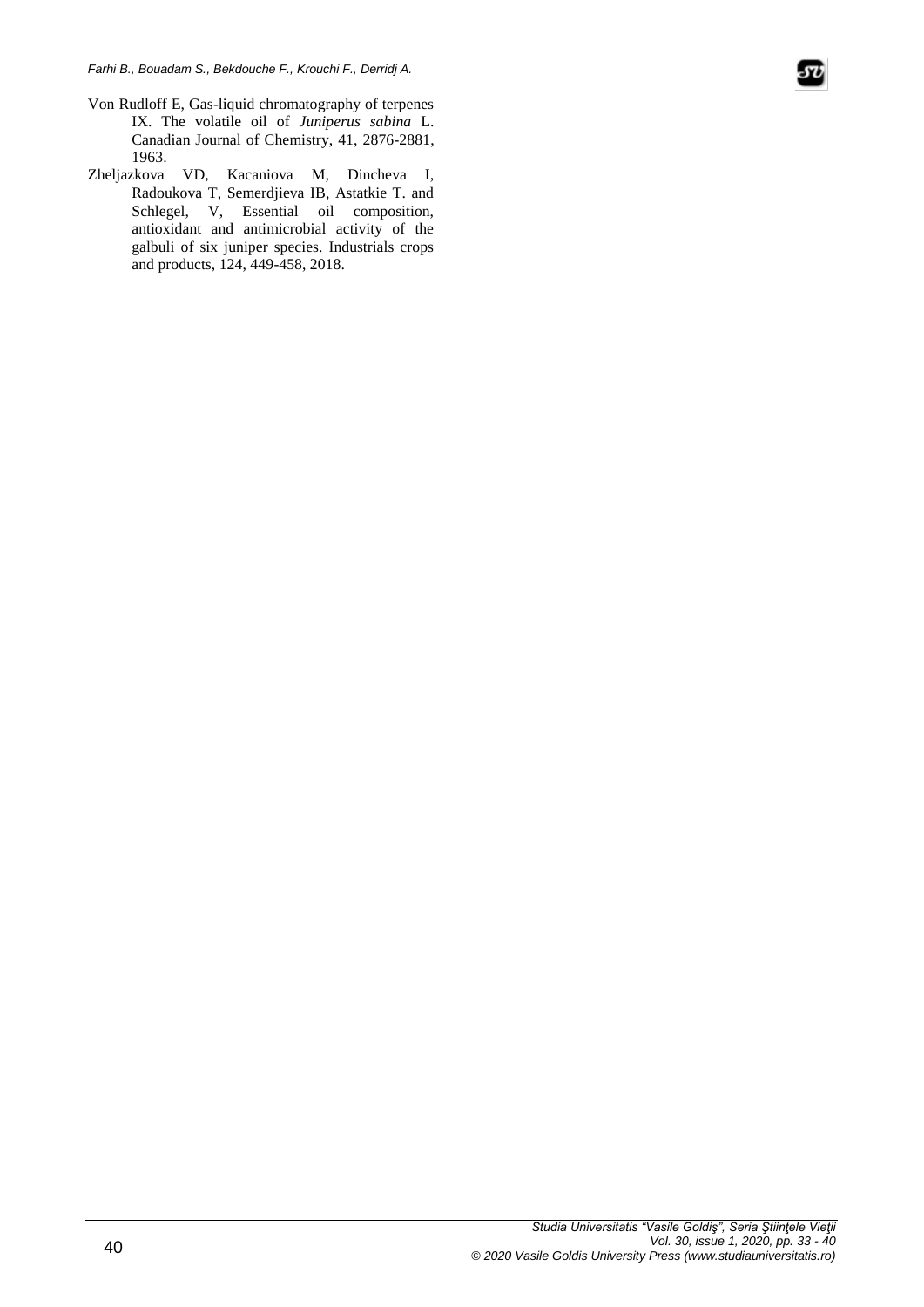Von Rudloff E, Gas-liquid chromatography of terpenes IX. The volatile oil of *Juniperus sabina* L. Canadian Journal of Chemistry, 41, 2876-2881, 1963.

Zheljazkova VD, Kacaniova M, Dincheva I, Radoukova T, Semerdjieva IB, Astatkie T. and Schlegel, V, Essential oil composition, antioxidant and antimicrobial activity of the galbuli of six juniper species. Industrials crops and products, 124, 449-458, 2018.